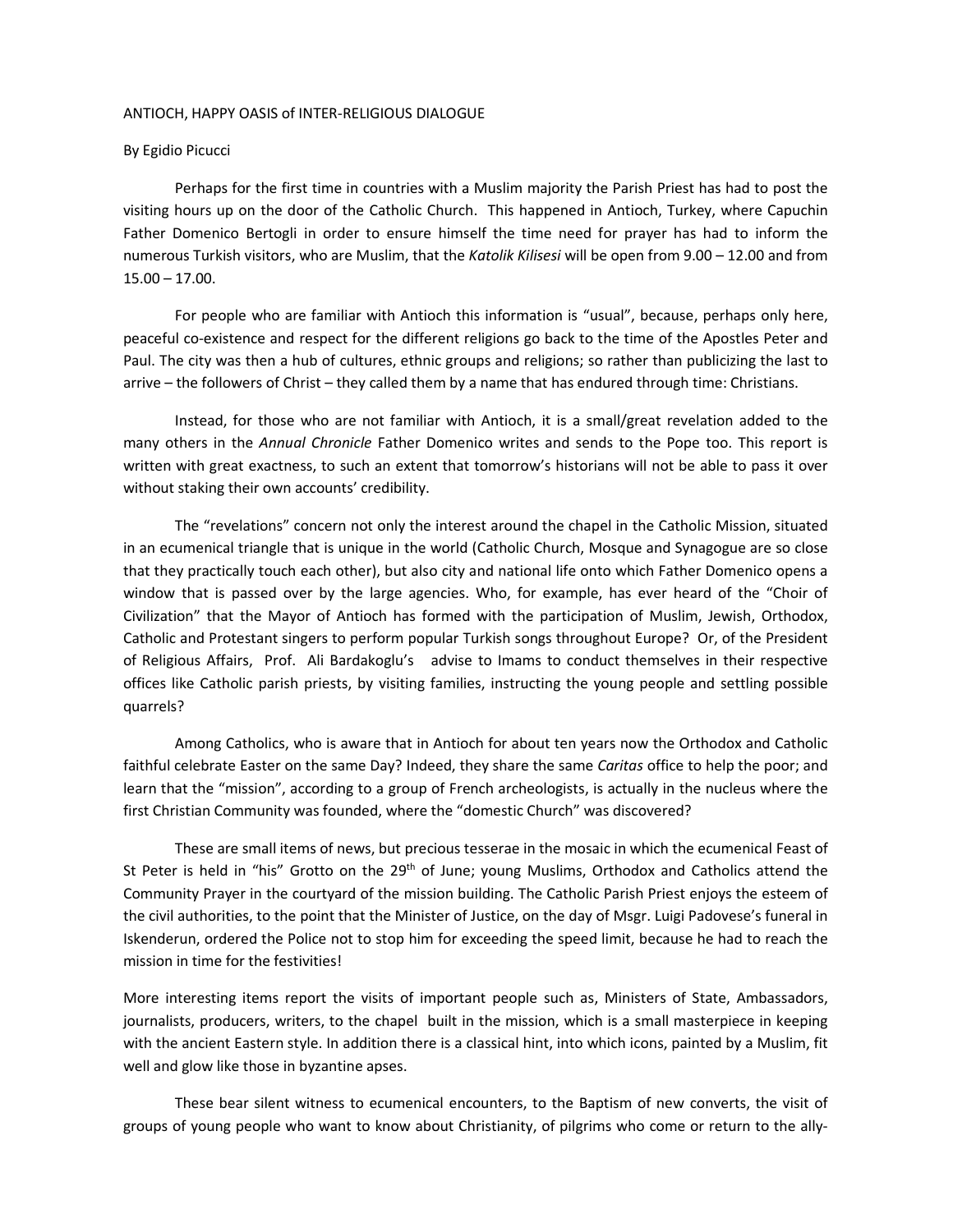ANTIOCH, HAPPY OASIS of INTER-RELIGIOUS DIALOGUE

By Egidio Picucci

Perhaps for the first time in countries with a Muslim majority the Parish Priest has had to post the visiting hours up on the door of the Catholic Church. This happened in Antioch, Turkey, where Capuchin Father Domenico Bertogli in order to ensure himself the time need for prayer has had to inform the numerous Turkish visitors, who are Muslim, that the *Katolik Kilisesi* will be open from 9.00 – 12.00 and from 15.00 – 17.00.

For people who are familiar with Antioch this information is "usual", because, perhaps only here, peaceful co-existence and respect for the different religions go back to the time of the Apostles Peter and Paul. The city was then a hub of cultures, ethnic groups and religions; so rather than publicizing the last to arrive – the followers of Christ – they called them by a name that has endured through time: Christians.

Instead, for those who are not familiar with Antioch, it is a small/great revelation added to the many others in the *Annual Chronicle* Father Domenico writes and sends to the Pope too. This report is written with great exactness, to such an extent that tomorrow's historians will not be able to pass it over without staking their own accounts' credibility.

The "revelations" concern not only the interest around the chapel in the Catholic Mission, situated in an ecumenical triangle that is unique in the world (Catholic Church, Mosque and Synagogue are so close that they practically touch each other), but also city and national life onto which Father Domenico opens a window that is passed over by the large agencies. Who, for example, has ever heard of the "Choir of Civilization" that the Mayor of Antioch has formed with the participation of Muslim, Jewish, Orthodox, Catholic and Protestant singers to perform popular Turkish songs throughout Europe? Or, of the President of Religious Affairs, Prof. Ali Bardakoglu's advise to Imams to conduct themselves in their respective offices like Catholic parish priests, by visiting families, instructing the young people and settling possible quarrels?

Among Catholics, who is aware that in Antioch for about ten years now the Orthodox and Catholic faithful celebrate Easter on the same Day? Indeed, they share the same *Caritas* office to help the poor; and learn that the "mission", according to a group of French archeologists, is actually in the nucleus where the first Christian Community was founded, where the "domestic Church" was discovered?

These are small items of news, but precious tesserae in the mosaic in which the ecumenical Feast of St Peter is held in "his" Grotto on the 29th of June; young Muslims, Orthodox and Catholics attend the Community Prayer in the courtyard of the mission building. The Catholic Parish Priest enjoys the esteem of the civil authorities, to the point that the Minister of Justice, on the day of Msgr. Luigi Padovese's funeral in Iskenderun, ordered the Police not to stop him for exceeding the speed limit, because he had to reach the mission in time for the festivities!

More interesting items report the visits of important people such as, Ministers of State, Ambassadors, journalists, producers, writers, to the chapel built in the mission, which is a small masterpiece in keeping with the ancient Eastern style. In addition there is a classical hint, into which icons, painted by a Muslim, fit well and glow like those in byzantine apses.

These bear silent witness to ecumenical encounters, to the Baptism of new converts, the visit of groups of young people who want to know about Christianity, of pilgrims who come or return to the ally-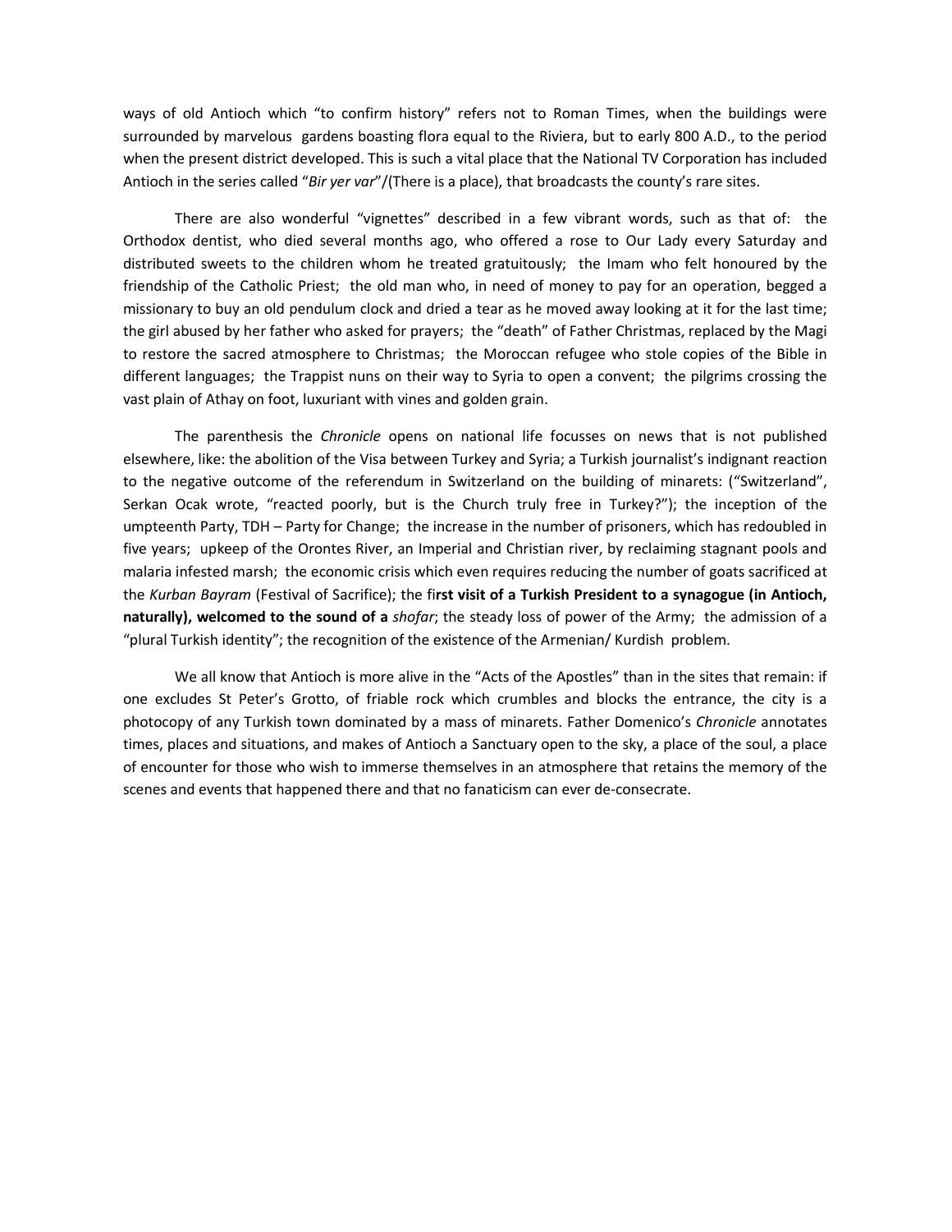ways of old Antioch which "to confirm history" refers not to Roman Times, when the buildings were surrounded by marvelous gardens boasting flora equal to the Riviera, but to early 800 A.D., to the period when the present district developed. This is such a vital place that the National TV Corporation has included Antioch in the series called "*Bir yer var*"/(There is a place), that broadcasts the county's rare sites.

There are also wonderful "vignettes" described in a few vibrant words, such as that of: the Orthodox dentist, who died several months ago, who offered a rose to Our Lady every Saturday and distributed sweets to the children whom he treated gratuitously; the Imam who felt honoured by the friendship of the Catholic Priest; the old man who, in need of money to pay for an operation, begged a missionary to buy an old pendulum clock and dried a tear as he moved away looking at it for the last time; the girl abused by her father who asked for prayers; the "death" of Father Christmas, replaced by the Magi to restore the sacred atmosphere to Christmas; the Moroccan refugee who stole copies of the Bible in different languages; the Trappist nuns on their way to Syria to open a convent; the pilgrims crossing the vast plain of Athay on foot, luxuriant with vines and golden grain.

The parenthesis the *Chronicle* opens on national life focusses on news that is not published elsewhere, like: the abolition of the Visa between Turkey and Syria; a Turkish journalist's indignant reaction to the negative outcome of the referendum in Switzerland on the building of minarets: ("Switzerland", Serkan Ocak wrote, "reacted poorly, but is the Church truly free in Turkey?"); the inception of the umpteenth Party, TDH – Party for Change; the increase in the number of prisoners, which has redoubled in five years; upkeep of the Orontes River, an Imperial and Christian river, by reclaiming stagnant pools and malaria infested marsh; the economic crisis which even requires reducing the number of goats sacrificed at the *Kurban Bayram* (Festival of Sacrifice); the fi**rst visit of a Turkish President to a synagogue (in Antioch, naturally), welcomed to the sound of a** ***shofar***; the steady loss of power of the Army; the admission of a "plural Turkish identity"; the recognition of the existence of the Armenian/ Kurdish problem.

We all know that Antioch is more alive in the "Acts of the Apostles" than in the sites that remain: if one excludes St Peter's Grotto, of friable rock which crumbles and blocks the entrance, the city is a photocopy of any Turkish town dominated by a mass of minarets. Father Domenico's *Chronicle* annotates times, places and situations, and makes of Antioch a Sanctuary open to the sky, a place of the soul, a place of encounter for those who wish to immerse themselves in an atmosphere that retains the memory of the scenes and events that happened there and that no fanaticism can ever de-consecrate.